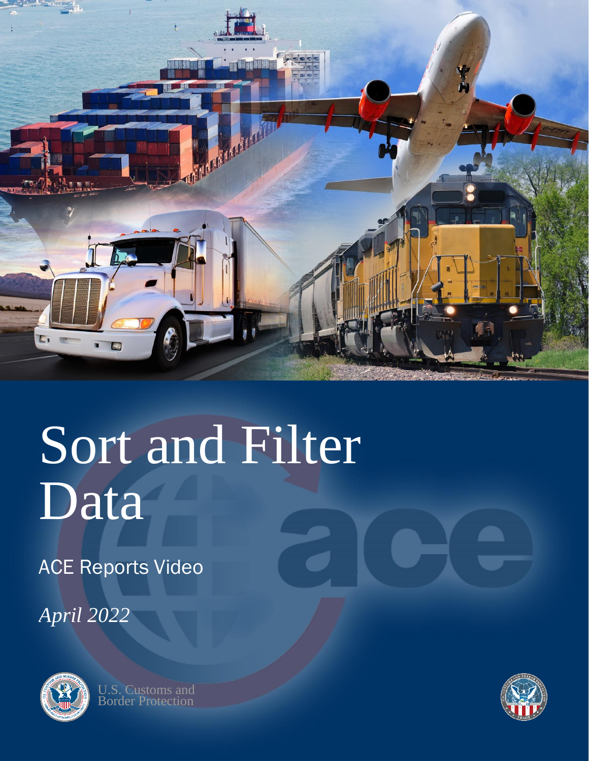# Sort and Filter Data

ACE Reports Video

*April 2022*

U.S. Customs and Border Protection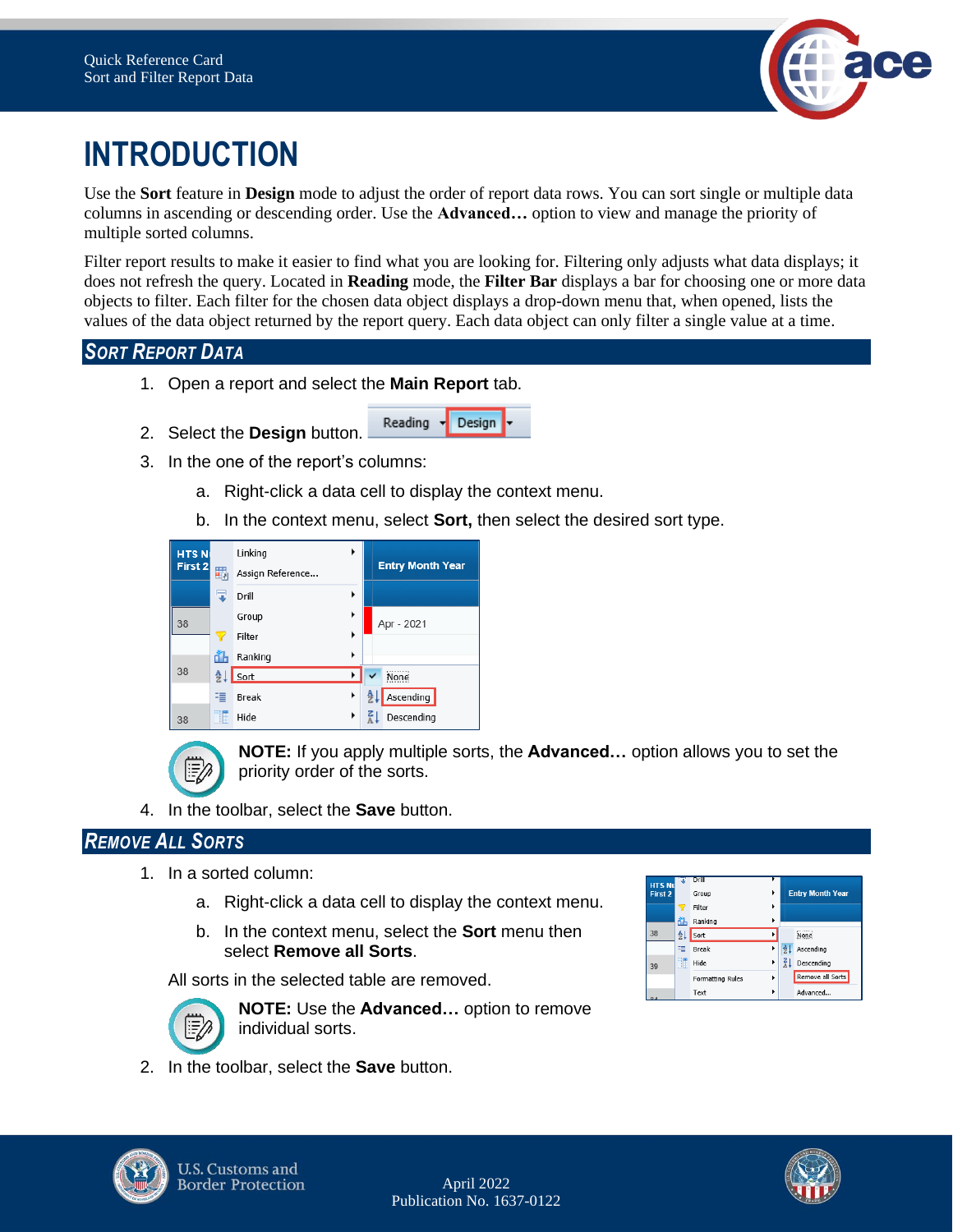# INTRODUCTION

Use the **Sort** feature in **Design** mode to adjust the order of report data rows. You can sort single or multiple data columns in ascending or descending order. Use the **Advanced…** option to view and manage the priority of multiple sorted columns.

Filter report results to make it easier to find what you are looking for. Filtering only adjusts what data displays; it does not refresh the query. Located in **Reading** mode, the **Filter Bar** displays a bar for choosing one or more data objects to filter. Each filter for the chosen data object displays a drop-down menu that, when opened, lists the values of the data object returned by the report query. Each data object can only filter a single value at a time.

## SORT REPORT DATA

1. Open a report and select the **Main Report** tab.
2. Select the **Design** button.
3. In the one of the report's columns:
   a. Right-click a data cell to display the context menu.
   b. In the context menu, select **Sort,** then select the desired sort type.

**NOTE:** If you apply multiple sorts, the **Advanced…** option allows you to set the priority order of the sorts.

4. In the toolbar, select the **Save** button.

## REMOVE ALL SORTS

1. In a sorted column:
   a. Right-click a data cell to display the context menu.
   b. In the context menu, select the **Sort** menu then select **Remove all Sorts**.

   All sorts in the selected table are removed.

   **NOTE:** Use the **Advanced…** option to remove individual sorts.

2. In the toolbar, select the **Save** button.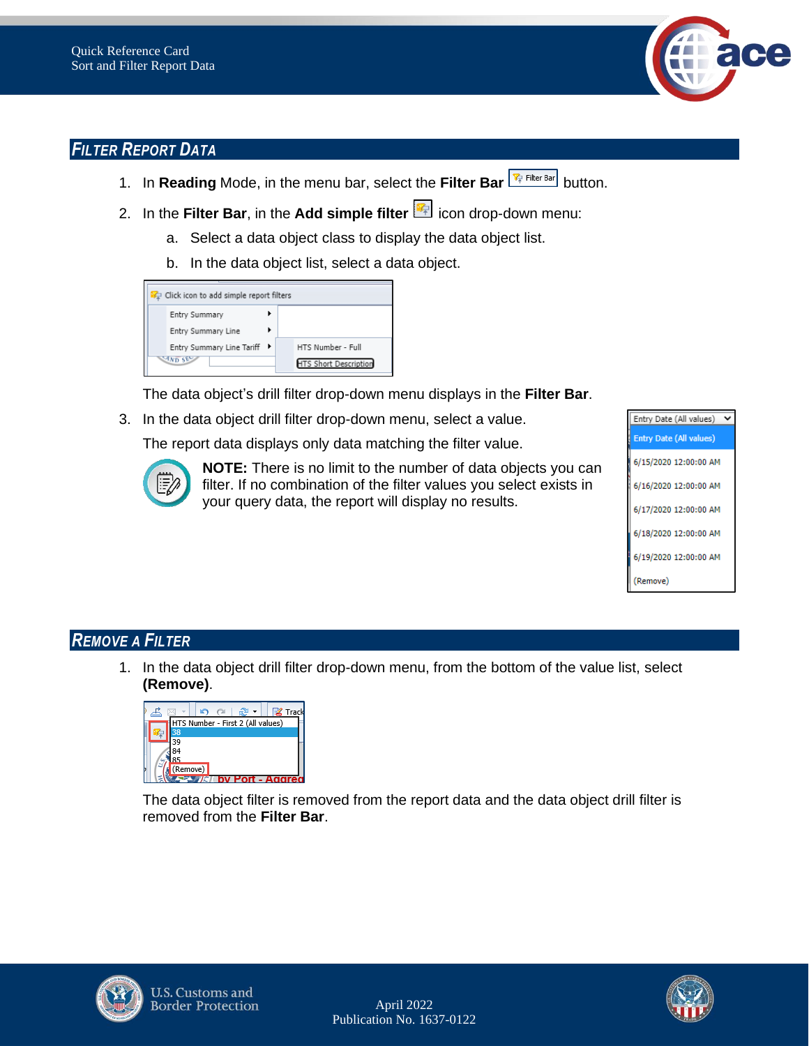## Filter Report Data

1. In **Reading** Mode, in the menu bar, select the **Filter Bar** button.
2. In the **Filter Bar**, in the **Add simple filter** icon drop-down menu:
   a. Select a data object class to display the data object list.
   b. In the data object list, select a data object.

   The data object's drill filter drop-down menu displays in the **Filter Bar**.
3. In the data object drill filter drop-down menu, select a value.

   The report data displays only data matching the filter value.

   **NOTE:** There is no limit to the number of data objects you can filter. If no combination of the filter values you select exists in your query data, the report will display no results.

## Remove a Filter

1. In the data object drill filter drop-down menu, from the bottom of the value list, select **(Remove)**.

   The data object filter is removed from the report data and the data object drill filter is removed from the **Filter Bar**.